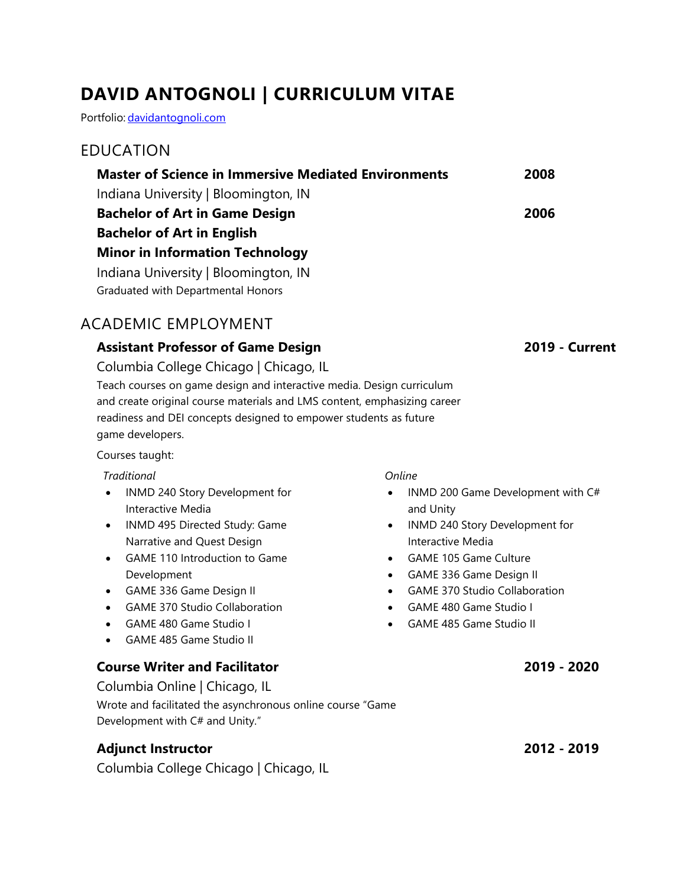# DAVID ANTOGNOLI | CURRICULUM VITAE

Portfolio: [davidantognoli.com](http://davidantognoli.com)

## EDUCATION

**Master of Science in Immersive Mediated Environments** **2008**

Indiana University | Bloomington, IN

**Bachelor of Art in Game Design** **2006**

**Bachelor of Art in English**

**Minor in Information Technology**

Indiana University | Bloomington, IN

Graduated with Departmental Honors

## ACADEMIC EMPLOYMENT

### Assistant Professor of Game Design **2019 - Current**

Columbia College Chicago | Chicago, IL

Teach courses on game design and interactive media. Design curriculum and create original course materials and LMS content, emphasizing career readiness and DEI concepts designed to empower students as future game developers.

Courses taught:

*Traditional*

- INMD 240 Story Development for Interactive Media
- INMD 495 Directed Study: Game Narrative and Quest Design
- GAME 110 Introduction to Game Development
- GAME 336 Game Design II
- GAME 370 Studio Collaboration
- GAME 480 Game Studio I
- GAME 485 Game Studio II

*Online*

- INMD 200 Game Development with C# and Unity
- INMD 240 Story Development for Interactive Media
- GAME 105 Game Culture
- GAME 336 Game Design II
- GAME 370 Studio Collaboration
- GAME 480 Game Studio I
- GAME 485 Game Studio II

### Course Writer and Facilitator **2019 - 2020**

Columbia Online | Chicago, IL

Wrote and facilitated the asynchronous online course "Game Development with C# and Unity."

### Adjunct Instructor **2012 - 2019**

Columbia College Chicago | Chicago, IL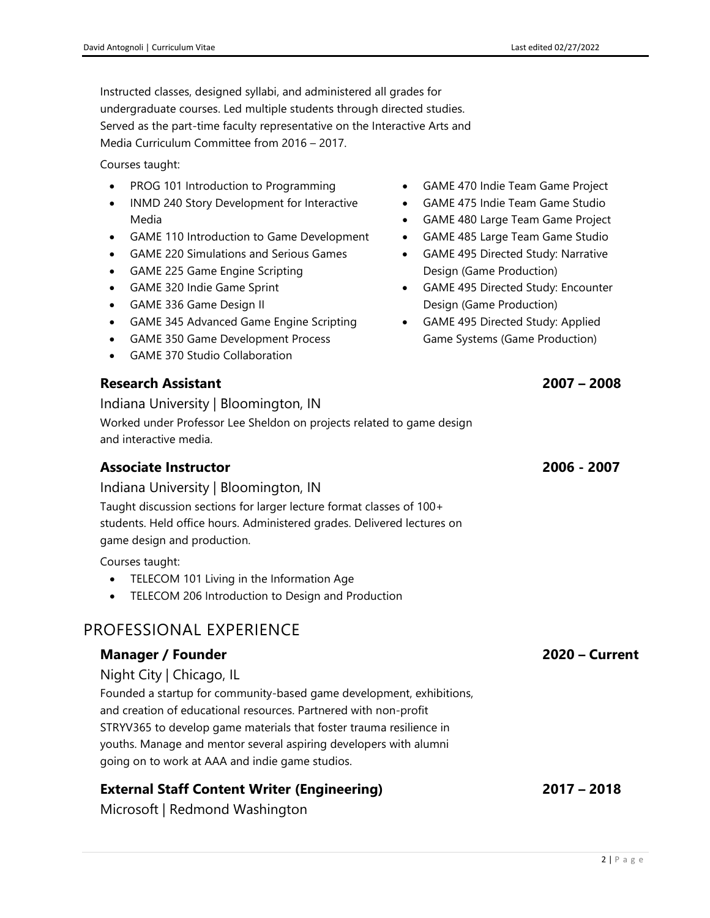Instructed classes, designed syllabi, and administered all grades for undergraduate courses. Led multiple students through directed studies. Served as the part-time faculty representative on the Interactive Arts and Media Curriculum Committee from 2016 – 2017.

Courses taught:

- PROG 101 Introduction to Programming
- INMD 240 Story Development for Interactive Media
- GAME 110 Introduction to Game Development
- GAME 220 Simulations and Serious Games
- GAME 225 Game Engine Scripting
- GAME 320 Indie Game Sprint
- GAME 336 Game Design II
- GAME 345 Advanced Game Engine Scripting
- GAME 350 Game Development Process
- GAME 370 Studio Collaboration
- GAME 470 Indie Team Game Project
- GAME 475 Indie Team Game Studio
- GAME 480 Large Team Game Project
- GAME 485 Large Team Game Studio
- GAME 495 Directed Study: Narrative Design (Game Production)
- GAME 495 Directed Study: Encounter Design (Game Production)
- GAME 495 Directed Study: Applied Game Systems (Game Production)

### Research Assistant — 2007 – 2008

Indiana University | Bloomington, IN

Worked under Professor Lee Sheldon on projects related to game design and interactive media.

### Associate Instructor — 2006 - 2007

Indiana University | Bloomington, IN

Taught discussion sections for larger lecture format classes of 100+ students. Held office hours. Administered grades. Delivered lectures on game design and production.

Courses taught:

- TELECOM 101 Living in the Information Age
- TELECOM 206 Introduction to Design and Production

## PROFESSIONAL EXPERIENCE

### Manager / Founder — 2020 – Current

Night City | Chicago, IL

Founded a startup for community-based game development, exhibitions, and creation of educational resources. Partnered with non-profit STRYV365 to develop game materials that foster trauma resilience in youths. Manage and mentor several aspiring developers with alumni going on to work at AAA and indie game studios.

### External Staff Content Writer (Engineering) — 2017 – 2018

Microsoft | Redmond Washington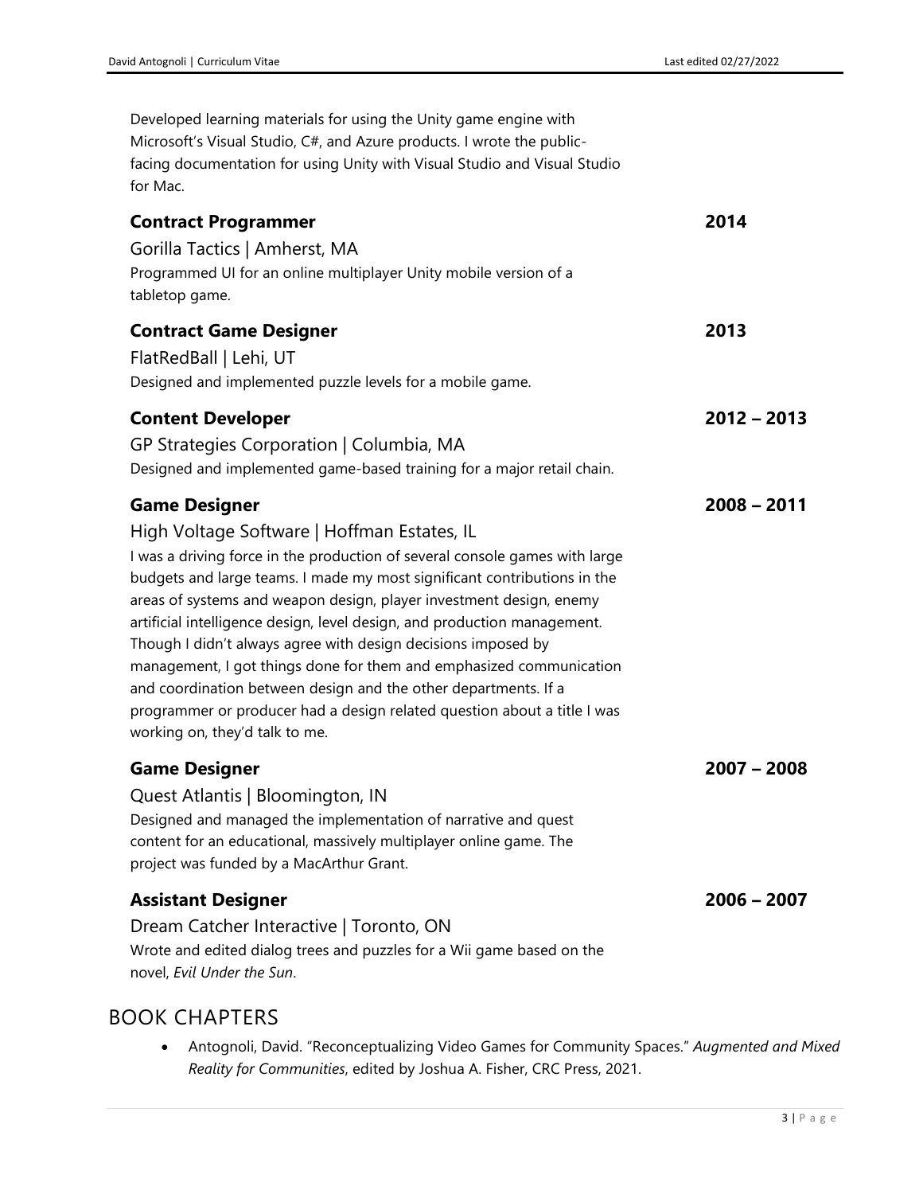Developed learning materials for using the Unity game engine with Microsoft's Visual Studio, C#, and Azure products. I wrote the public-facing documentation for using Unity with Visual Studio and Visual Studio for Mac.

### **Contract Programmer** — **2014**

Gorilla Tactics | Amherst, MA

Programmed UI for an online multiplayer Unity mobile version of a tabletop game.

### **Contract Game Designer** — **2013**

FlatRedBall | Lehi, UT

Designed and implemented puzzle levels for a mobile game.

### **Content Developer** — **2012 – 2013**

GP Strategies Corporation | Columbia, MA

Designed and implemented game-based training for a major retail chain.

### **Game Designer** — **2008 – 2011**

High Voltage Software | Hoffman Estates, IL

I was a driving force in the production of several console games with large budgets and large teams. I made my most significant contributions in the areas of systems and weapon design, player investment design, enemy artificial intelligence design, level design, and production management. Though I didn't always agree with design decisions imposed by management, I got things done for them and emphasized communication and coordination between design and the other departments. If a programmer or producer had a design related question about a title I was working on, they'd talk to me.

### **Game Designer** — **2007 – 2008**

Quest Atlantis | Bloomington, IN

Designed and managed the implementation of narrative and quest content for an educational, massively multiplayer online game. The project was funded by a MacArthur Grant.

### **Assistant Designer** — **2006 – 2007**

Dream Catcher Interactive | Toronto, ON

Wrote and edited dialog trees and puzzles for a Wii game based on the novel, *Evil Under the Sun*.

## BOOK CHAPTERS

- Antognoli, David. "Reconceptualizing Video Games for Community Spaces." *Augmented and Mixed Reality for Communities*, edited by Joshua A. Fisher, CRC Press, 2021.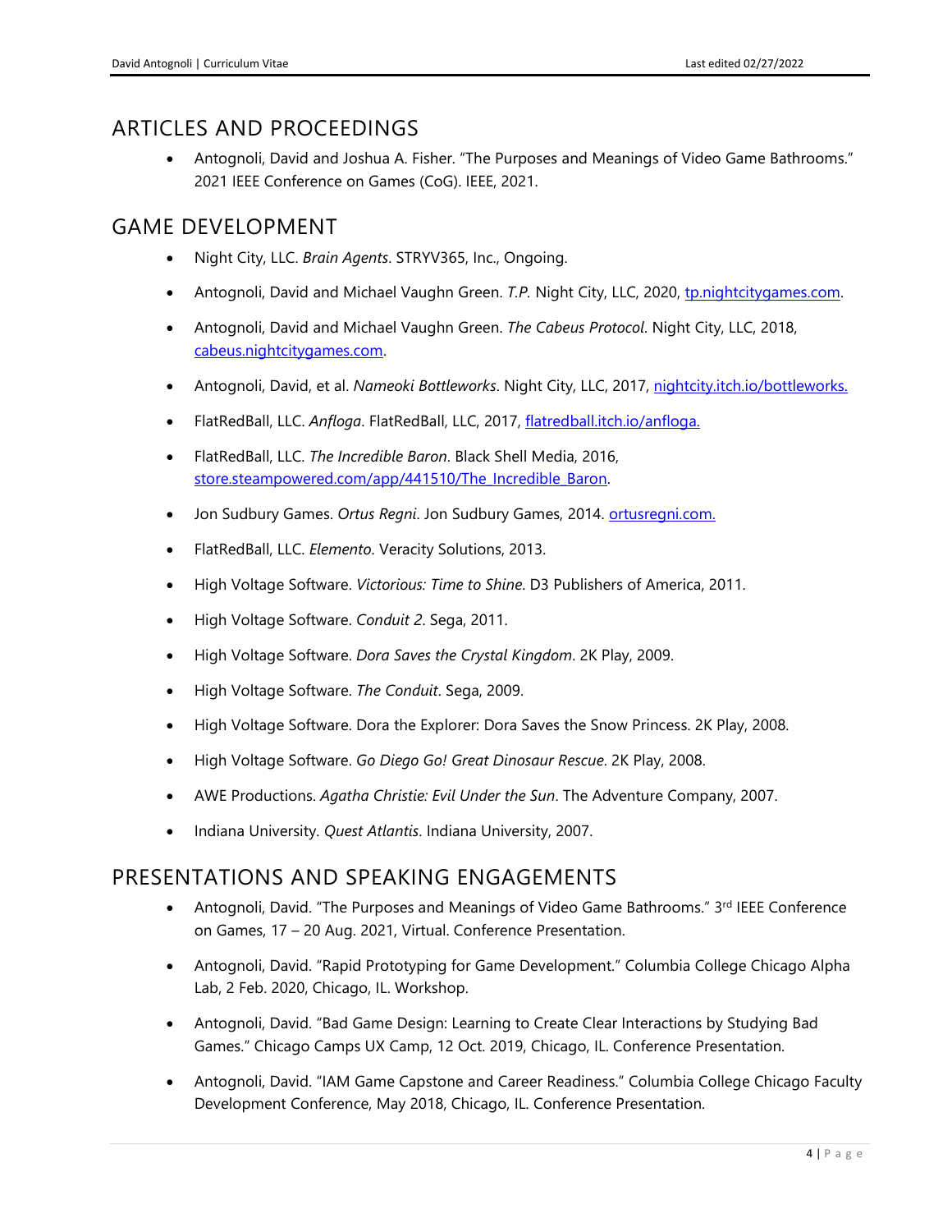## ARTICLES AND PROCEEDINGS

- Antognoli, David and Joshua A. Fisher. "The Purposes and Meanings of Video Game Bathrooms." 2021 IEEE Conference on Games (CoG). IEEE, 2021.

## GAME DEVELOPMENT

- Night City, LLC. *Brain Agents*. STRYV365, Inc., Ongoing.
- Antognoli, David and Michael Vaughn Green. *T.P.* Night City, LLC, 2020, [tp.nightcitygames.com](tp.nightcitygames.com).
- Antognoli, David and Michael Vaughn Green. *The Cabeus Protocol*. Night City, LLC, 2018, [cabeus.nightcitygames.com](cabeus.nightcitygames.com).
- Antognoli, David, et al. *Nameoki Bottleworks*. Night City, LLC, 2017, [nightcity.itch.io/bottleworks.](nightcity.itch.io/bottleworks)
- FlatRedBall, LLC. *Anfloga*. FlatRedBall, LLC, 2017, [flatredball.itch.io/anfloga.](flatredball.itch.io/anfloga)
- FlatRedBall, LLC. *The Incredible Baron*. Black Shell Media, 2016, [store.steampowered.com/app/441510/The_Incredible_Baron](store.steampowered.com/app/441510/The_Incredible_Baron).
- Jon Sudbury Games. *Ortus Regni*. Jon Sudbury Games, 2014. [ortusregni.com.](ortusregni.com)
- FlatRedBall, LLC. *Elemento*. Veracity Solutions, 2013.
- High Voltage Software. *Victorious: Time to Shine*. D3 Publishers of America, 2011.
- High Voltage Software. *Conduit 2*. Sega, 2011.
- High Voltage Software. *Dora Saves the Crystal Kingdom*. 2K Play, 2009.
- High Voltage Software. *The Conduit*. Sega, 2009.
- High Voltage Software. Dora the Explorer: Dora Saves the Snow Princess. 2K Play, 2008.
- High Voltage Software. *Go Diego Go! Great Dinosaur Rescue*. 2K Play, 2008.
- AWE Productions. *Agatha Christie: Evil Under the Sun*. The Adventure Company, 2007.
- Indiana University. *Quest Atlantis*. Indiana University, 2007.

## PRESENTATIONS AND SPEAKING ENGAGEMENTS

- Antognoli, David. "The Purposes and Meanings of Video Game Bathrooms." 3rd IEEE Conference on Games, 17 – 20 Aug. 2021, Virtual. Conference Presentation.
- Antognoli, David. "Rapid Prototyping for Game Development." Columbia College Chicago Alpha Lab, 2 Feb. 2020, Chicago, IL. Workshop.
- Antognoli, David. "Bad Game Design: Learning to Create Clear Interactions by Studying Bad Games." Chicago Camps UX Camp, 12 Oct. 2019, Chicago, IL. Conference Presentation.
- Antognoli, David. "IAM Game Capstone and Career Readiness." Columbia College Chicago Faculty Development Conference, May 2018, Chicago, IL. Conference Presentation.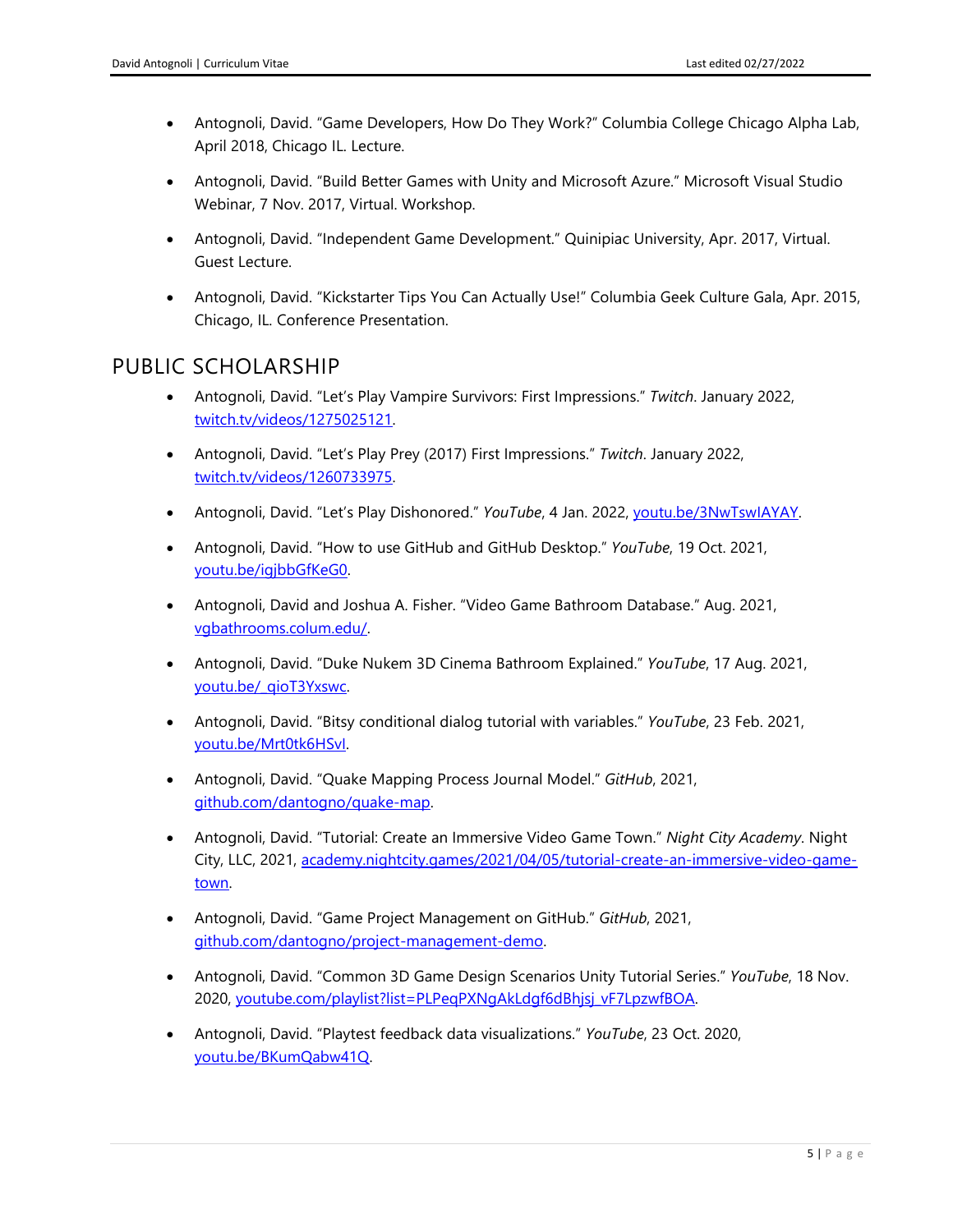- Antognoli, David. “Game Developers, How Do They Work?” Columbia College Chicago Alpha Lab, April 2018, Chicago IL. Lecture.
- Antognoli, David. “Build Better Games with Unity and Microsoft Azure.” Microsoft Visual Studio Webinar, 7 Nov. 2017, Virtual. Workshop.
- Antognoli, David. “Independent Game Development.” Quinipiac University, Apr. 2017, Virtual. Guest Lecture.
- Antognoli, David. “Kickstarter Tips You Can Actually Use!” Columbia Geek Culture Gala, Apr. 2015, Chicago, IL. Conference Presentation.

## PUBLIC SCHOLARSHIP

- Antognoli, David. “Let’s Play Vampire Survivors: First Impressions.” *Twitch*. January 2022, twitch.tv/videos/1275025121.
- Antognoli, David. “Let’s Play Prey (2017) First Impressions.” *Twitch*. January 2022, twitch.tv/videos/1260733975.
- Antognoli, David. “Let’s Play Dishonored.” *YouTube*, 4 Jan. 2022, youtu.be/3NwTswIAYAY.
- Antognoli, David. “How to use GitHub and GitHub Desktop.” *YouTube*, 19 Oct. 2021, youtu.be/igjbbGfKeG0.
- Antognoli, David and Joshua A. Fisher. “Video Game Bathroom Database.” Aug. 2021, vgbathrooms.colum.edu/.
- Antognoli, David. “Duke Nukem 3D Cinema Bathroom Explained.” *YouTube*, 17 Aug. 2021, youtu.be/_qioT3Yxswc.
- Antognoli, David. “Bitsy conditional dialog tutorial with variables.” *YouTube*, 23 Feb. 2021, youtu.be/Mrt0tk6HSvI.
- Antognoli, David. “Quake Mapping Process Journal Model.” *GitHub*, 2021, github.com/dantogno/quake-map.
- Antognoli, David. “Tutorial: Create an Immersive Video Game Town.” *Night City Academy*. Night City, LLC, 2021, academy.nightcity.games/2021/04/05/tutorial-create-an-immersive-video-game-town.
- Antognoli, David. “Game Project Management on GitHub.” *GitHub*, 2021, github.com/dantogno/project-management-demo.
- Antognoli, David. “Common 3D Game Design Scenarios Unity Tutorial Series.” *YouTube*, 18 Nov. 2020, youtube.com/playlist?list=PLPeqPXNgAkLdgf6dBhjsj_vF7LpzwfBOA.
- Antognoli, David. “Playtest feedback data visualizations.” *YouTube*, 23 Oct. 2020, youtu.be/BKumQabw41Q.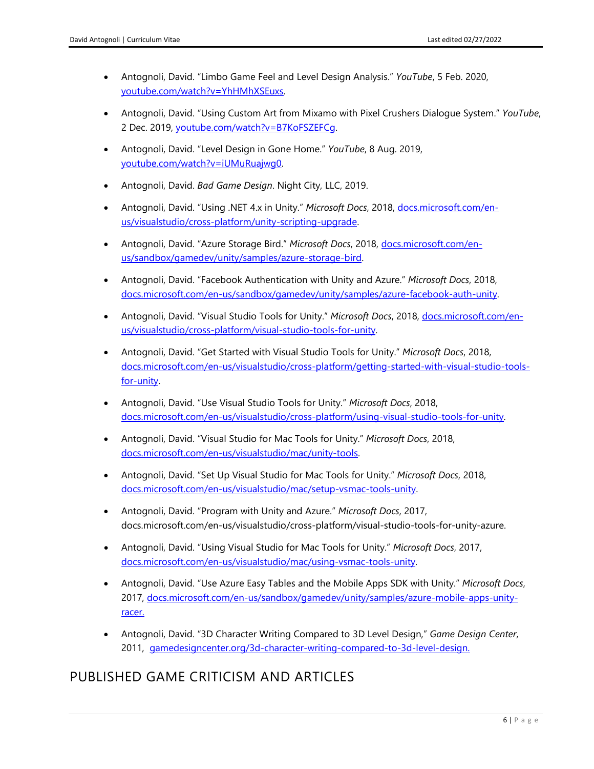- Antognoli, David. “Limbo Game Feel and Level Design Analysis.” *YouTube*, 5 Feb. 2020, [youtube.com/watch?v=YhHMhXSEuxs](youtube.com/watch?v=YhHMhXSEuxs).
- Antognoli, David. “Using Custom Art from Mixamo with Pixel Crushers Dialogue System.” *YouTube*, 2 Dec. 2019, [youtube.com/watch?v=B7KoFSZEFCg](youtube.com/watch?v=B7KoFSZEFCg).
- Antognoli, David. “Level Design in Gone Home.” *YouTube*, 8 Aug. 2019, [youtube.com/watch?v=iUMuRuajwg0](youtube.com/watch?v=iUMuRuajwg0).
- Antognoli, David. *Bad Game Design*. Night City, LLC, 2019.
- Antognoli, David. “Using .NET 4.x in Unity.” *Microsoft Docs*, 2018, [docs.microsoft.com/en-us/visualstudio/cross-platform/unity-scripting-upgrade](docs.microsoft.com/en-us/visualstudio/cross-platform/unity-scripting-upgrade).
- Antognoli, David. “Azure Storage Bird.” *Microsoft Docs*, 2018, [docs.microsoft.com/en-us/sandbox/gamedev/unity/samples/azure-storage-bird](docs.microsoft.com/en-us/sandbox/gamedev/unity/samples/azure-storage-bird).
- Antognoli, David. “Facebook Authentication with Unity and Azure.” *Microsoft Docs*, 2018, [docs.microsoft.com/en-us/sandbox/gamedev/unity/samples/azure-facebook-auth-unity](docs.microsoft.com/en-us/sandbox/gamedev/unity/samples/azure-facebook-auth-unity).
- Antognoli, David. “Visual Studio Tools for Unity.” *Microsoft Docs*, 2018, [docs.microsoft.com/en-us/visualstudio/cross-platform/visual-studio-tools-for-unity](docs.microsoft.com/en-us/visualstudio/cross-platform/visual-studio-tools-for-unity).
- Antognoli, David. “Get Started with Visual Studio Tools for Unity.” *Microsoft Docs*, 2018, [docs.microsoft.com/en-us/visualstudio/cross-platform/getting-started-with-visual-studio-tools-for-unity](docs.microsoft.com/en-us/visualstudio/cross-platform/getting-started-with-visual-studio-tools-for-unity).
- Antognoli, David. “Use Visual Studio Tools for Unity.” *Microsoft Docs*, 2018, [docs.microsoft.com/en-us/visualstudio/cross-platform/using-visual-studio-tools-for-unity](docs.microsoft.com/en-us/visualstudio/cross-platform/using-visual-studio-tools-for-unity).
- Antognoli, David. “Visual Studio for Mac Tools for Unity.” *Microsoft Docs*, 2018, [docs.microsoft.com/en-us/visualstudio/mac/unity-tools](docs.microsoft.com/en-us/visualstudio/mac/unity-tools).
- Antognoli, David. “Set Up Visual Studio for Mac Tools for Unity.” *Microsoft Docs*, 2018, [docs.microsoft.com/en-us/visualstudio/mac/setup-vsmac-tools-unity](docs.microsoft.com/en-us/visualstudio/mac/setup-vsmac-tools-unity).
- Antognoli, David. “Program with Unity and Azure.” *Microsoft Docs*, 2017, docs.microsoft.com/en-us/visualstudio/cross-platform/visual-studio-tools-for-unity-azure.
- Antognoli, David. “Using Visual Studio for Mac Tools for Unity.” *Microsoft Docs*, 2017, [docs.microsoft.com/en-us/visualstudio/mac/using-vsmac-tools-unity](docs.microsoft.com/en-us/visualstudio/mac/using-vsmac-tools-unity).
- Antognoli, David. “Use Azure Easy Tables and the Mobile Apps SDK with Unity.” *Microsoft Docs*, 2017, [docs.microsoft.com/en-us/sandbox/gamedev/unity/samples/azure-mobile-apps-unity-racer.](docs.microsoft.com/en-us/sandbox/gamedev/unity/samples/azure-mobile-apps-unity-racer)
- Antognoli, David. “3D Character Writing Compared to 3D Level Design,” *Game Design Center*, 2011, [gamedesigncenter.org/3d-character-writing-compared-to-3d-level-design.](gamedesigncenter.org/3d-character-writing-compared-to-3d-level-design)

# PUBLISHED GAME CRITICISM AND ARTICLES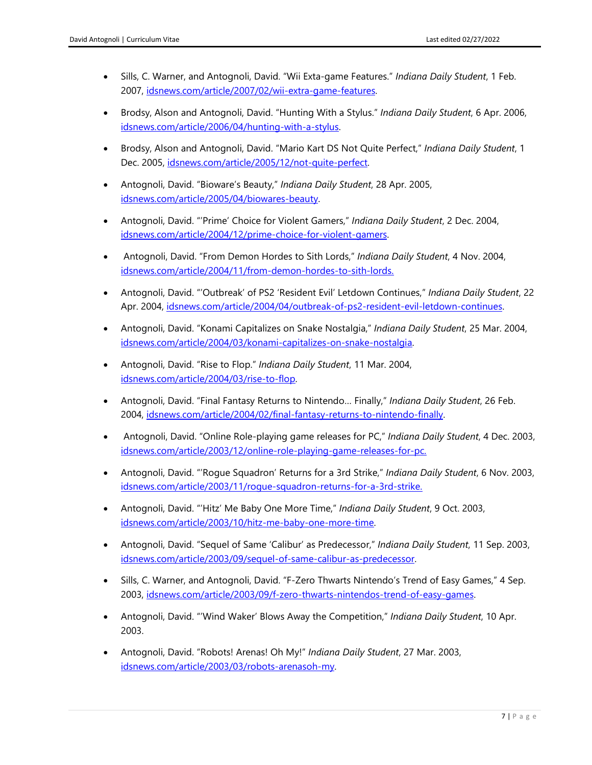- Sills, C. Warner, and Antognoli, David. "Wii Exta-game Features." *Indiana Daily Student*, 1 Feb. 2007, idsnews.com/article/2007/02/wii-extra-game-features.

- Brodsy, Alson and Antognoli, David. "Hunting With a Stylus." *Indiana Daily Student*, 6 Apr. 2006, idsnews.com/article/2006/04/hunting-with-a-stylus.

- Brodsy, Alson and Antognoli, David. "Mario Kart DS Not Quite Perfect," *Indiana Daily Student*, 1 Dec. 2005, idsnews.com/article/2005/12/not-quite-perfect.

- Antognoli, David. "Bioware's Beauty," *Indiana Daily Student*, 28 Apr. 2005, idsnews.com/article/2005/04/biowares-beauty.

- Antognoli, David. "'Prime' Choice for Violent Gamers," *Indiana Daily Student*, 2 Dec. 2004, idsnews.com/article/2004/12/prime-choice-for-violent-gamers.

- Antognoli, David. "From Demon Hordes to Sith Lords," *Indiana Daily Student*, 4 Nov. 2004, idsnews.com/article/2004/11/from-demon-hordes-to-sith-lords.

- Antognoli, David. "'Outbreak' of PS2 'Resident Evil' Letdown Continues," *Indiana Daily Student*, 22 Apr. 2004, idsnews.com/article/2004/04/outbreak-of-ps2-resident-evil-letdown-continues.

- Antognoli, David. "Konami Capitalizes on Snake Nostalgia," *Indiana Daily Student*, 25 Mar. 2004, idsnews.com/article/2004/03/konami-capitalizes-on-snake-nostalgia.

- Antognoli, David. "Rise to Flop." *Indiana Daily Student*, 11 Mar. 2004, idsnews.com/article/2004/03/rise-to-flop.

- Antognoli, David. "Final Fantasy Returns to Nintendo… Finally," *Indiana Daily Student*, 26 Feb. 2004, idsnews.com/article/2004/02/final-fantasy-returns-to-nintendo-finally.

- Antognoli, David. "Online Role-playing game releases for PC," *Indiana Daily Student*, 4 Dec. 2003, idsnews.com/article/2003/12/online-role-playing-game-releases-for-pc.

- Antognoli, David. "'Rogue Squadron' Returns for a 3rd Strike," *Indiana Daily Student*, 6 Nov. 2003, idsnews.com/article/2003/11/rogue-squadron-returns-for-a-3rd-strike.

- Antognoli, David. "'Hitz' Me Baby One More Time," *Indiana Daily Student*, 9 Oct. 2003, idsnews.com/article/2003/10/hitz-me-baby-one-more-time.

- Antognoli, David. "Sequel of Same 'Calibur' as Predecessor," *Indiana Daily Student*, 11 Sep. 2003, idsnews.com/article/2003/09/sequel-of-same-calibur-as-predecessor.

- Sills, C. Warner, and Antognoli, David. "F-Zero Thwarts Nintendo's Trend of Easy Games," 4 Sep. 2003, idsnews.com/article/2003/09/f-zero-thwarts-nintendos-trend-of-easy-games.

- Antognoli, David. "'Wind Waker' Blows Away the Competition," *Indiana Daily Student*, 10 Apr. 2003.

- Antognoli, David. "Robots! Arenas! Oh My!" *Indiana Daily Student*, 27 Mar. 2003, idsnews.com/article/2003/03/robots-arenasoh-my.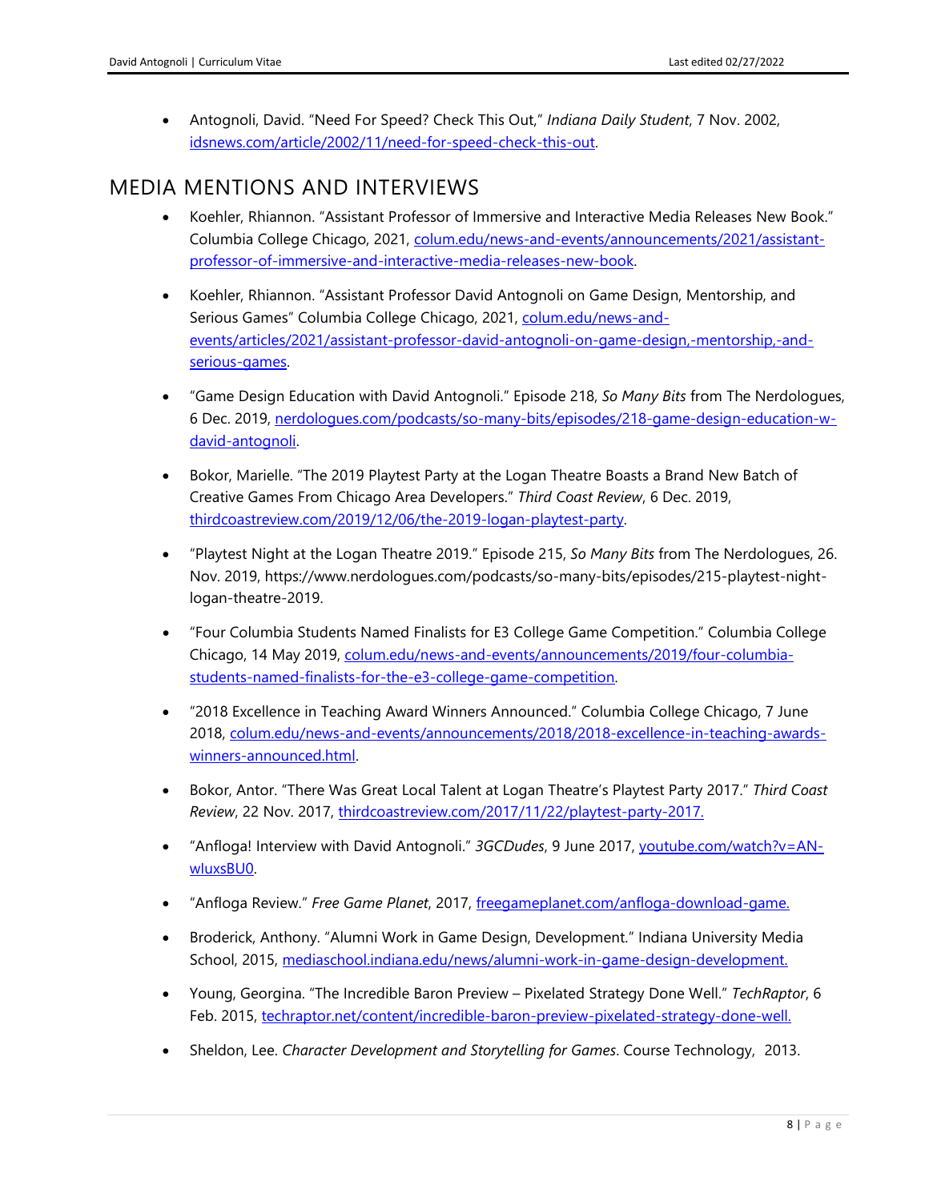- Antognoli, David. "Need For Speed? Check This Out," *Indiana Daily Student*, 7 Nov. 2002, [idsnews.com/article/2002/11/need-for-speed-check-this-out](idsnews.com/article/2002/11/need-for-speed-check-this-out).

## MEDIA MENTIONS AND INTERVIEWS

- Koehler, Rhiannon. "Assistant Professor of Immersive and Interactive Media Releases New Book." Columbia College Chicago, 2021, [colum.edu/news-and-events/announcements/2021/assistant-professor-of-immersive-and-interactive-media-releases-new-book](colum.edu/news-and-events/announcements/2021/assistant-professor-of-immersive-and-interactive-media-releases-new-book).

- Koehler, Rhiannon. "Assistant Professor David Antognoli on Game Design, Mentorship, and Serious Games" Columbia College Chicago, 2021, [colum.edu/news-and-events/articles/2021/assistant-professor-david-antognoli-on-game-design,-mentorship,-and-serious-games](colum.edu/news-and-events/articles/2021/assistant-professor-david-antognoli-on-game-design,-mentorship,-and-serious-games).

- "Game Design Education with David Antognoli." Episode 218, *So Many Bits* from The Nerdologues, 6 Dec. 2019, [nerdologues.com/podcasts/so-many-bits/episodes/218-game-design-education-w-david-antognoli](nerdologues.com/podcasts/so-many-bits/episodes/218-game-design-education-w-david-antognoli).

- Bokor, Marielle. "The 2019 Playtest Party at the Logan Theatre Boasts a Brand New Batch of Creative Games From Chicago Area Developers." *Third Coast Review*, 6 Dec. 2019, [thirdcoastreview.com/2019/12/06/the-2019-logan-playtest-party](thirdcoastreview.com/2019/12/06/the-2019-logan-playtest-party).

- "Playtest Night at the Logan Theatre 2019." Episode 215, *So Many Bits* from The Nerdologues, 26. Nov. 2019, https://www.nerdologues.com/podcasts/so-many-bits/episodes/215-playtest-night-logan-theatre-2019.

- "Four Columbia Students Named Finalists for E3 College Game Competition." Columbia College Chicago, 14 May 2019, [colum.edu/news-and-events/announcements/2019/four-columbia-students-named-finalists-for-the-e3-college-game-competition](colum.edu/news-and-events/announcements/2019/four-columbia-students-named-finalists-for-the-e3-college-game-competition).

- "2018 Excellence in Teaching Award Winners Announced." Columbia College Chicago, 7 June 2018, [colum.edu/news-and-events/announcements/2018/2018-excellence-in-teaching-awards-winners-announced.html](colum.edu/news-and-events/announcements/2018/2018-excellence-in-teaching-awards-winners-announced.html).

- Bokor, Antor. "There Was Great Local Talent at Logan Theatre's Playtest Party 2017." *Third Coast Review*, 22 Nov. 2017, [thirdcoastreview.com/2017/11/22/playtest-party-2017.](thirdcoastreview.com/2017/11/22/playtest-party-2017)

- "Anfloga! Interview with David Antognoli." *3GCDudes*, 9 June 2017, [youtube.com/watch?v=AN-wluxsBU0](youtube.com/watch?v=AN-wluxsBU0).

- "Anfloga Review." *Free Game Planet*, 2017, [freegameplanet.com/anfloga-download-game.](freegameplanet.com/anfloga-download-game)

- Broderick, Anthony. "Alumni Work in Game Design, Development." Indiana University Media School, 2015, [mediaschool.indiana.edu/news/alumni-work-in-game-design-development.](mediaschool.indiana.edu/news/alumni-work-in-game-design-development)

- Young, Georgina. "The Incredible Baron Preview – Pixelated Strategy Done Well." *TechRaptor*, 6 Feb. 2015, [techraptor.net/content/incredible-baron-preview-pixelated-strategy-done-well.](techraptor.net/content/incredible-baron-preview-pixelated-strategy-done-well)

- Sheldon, Lee. *Character Development and Storytelling for Games*. Course Technology, 2013.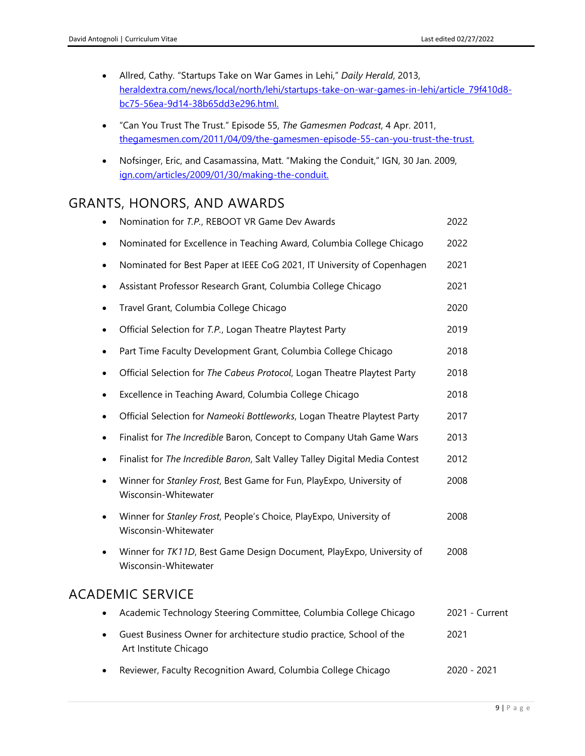- Allred, Cathy. "Startups Take on War Games in Lehi," *Daily Herald*, 2013, [heraldextra.com/news/local/north/lehi/startups-take-on-war-games-in-lehi/article_79f410d8-bc75-56ea-9d14-38b65dd3e296.html.](heraldextra.com/news/local/north/lehi/startups-take-on-war-games-in-lehi/article_79f410d8-bc75-56ea-9d14-38b65dd3e296.html)

- "Can You Trust The Trust." Episode 55, *The Gamesmen Podcast*, 4 Apr. 2011, [thegamesmen.com/2011/04/09/the-gamesmen-episode-55-can-you-trust-the-trust.](thegamesmen.com/2011/04/09/the-gamesmen-episode-55-can-you-trust-the-trust)

- Nofsinger, Eric, and Casamassina, Matt. "Making the Conduit," IGN, 30 Jan. 2009, [ign.com/articles/2009/01/30/making-the-conduit.](ign.com/articles/2009/01/30/making-the-conduit)

## GRANTS, HONORS, AND AWARDS

- Nomination for *T.P.*, REBOOT VR Game Dev Awards — 2022
- Nominated for Excellence in Teaching Award, Columbia College Chicago — 2022
- Nominated for Best Paper at IEEE CoG 2021, IT University of Copenhagen — 2021
- Assistant Professor Research Grant, Columbia College Chicago — 2021
- Travel Grant, Columbia College Chicago — 2020
- Official Selection for *T.P.*, Logan Theatre Playtest Party — 2019
- Part Time Faculty Development Grant, Columbia College Chicago — 2018
- Official Selection for *The Cabeus Protocol*, Logan Theatre Playtest Party — 2018
- Excellence in Teaching Award, Columbia College Chicago — 2018
- Official Selection for *Nameoki Bottleworks*, Logan Theatre Playtest Party — 2017
- Finalist for *The Incredible* Baron, Concept to Company Utah Game Wars — 2013
- Finalist for *The Incredible Baron*, Salt Valley Talley Digital Media Contest — 2012
- Winner for *Stanley Frost*, Best Game for Fun, PlayExpo, University of Wisconsin-Whitewater — 2008
- Winner for *Stanley Frost*, People's Choice, PlayExpo, University of Wisconsin-Whitewater — 2008
- Winner for *TK11D*, Best Game Design Document, PlayExpo, University of Wisconsin-Whitewater — 2008

## ACADEMIC SERVICE

- Academic Technology Steering Committee, Columbia College Chicago — 2021 - Current
- Guest Business Owner for architecture studio practice, School of the Art Institute Chicago — 2021
- Reviewer, Faculty Recognition Award, Columbia College Chicago — 2020 - 2021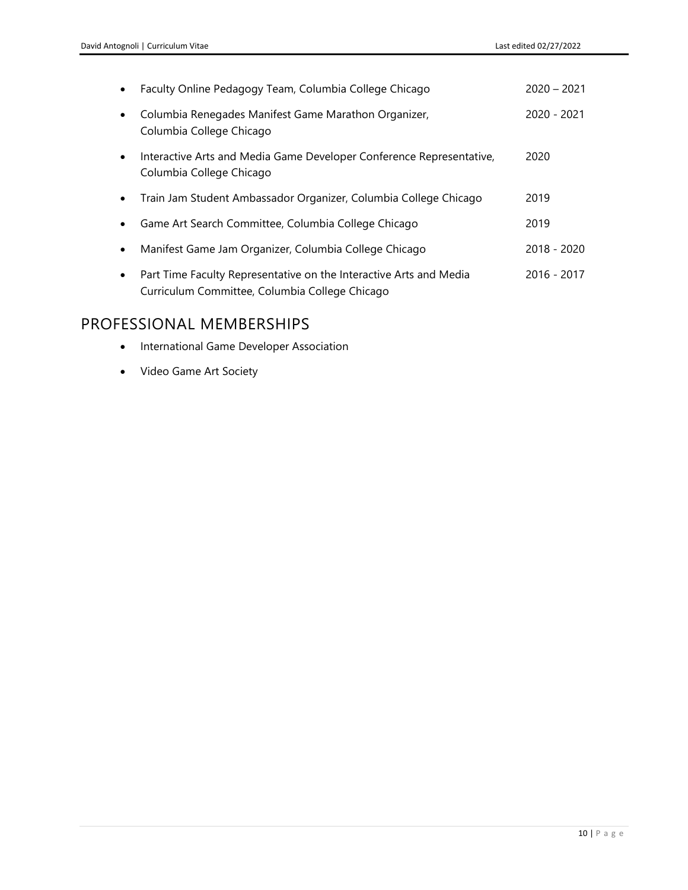- Faculty Online Pedagogy Team, Columbia College Chicago 2020 – 2021
- Columbia Renegades Manifest Game Marathon Organizer, Columbia College Chicago 2020 - 2021
- Interactive Arts and Media Game Developer Conference Representative, Columbia College Chicago 2020
- Train Jam Student Ambassador Organizer, Columbia College Chicago 2019
- Game Art Search Committee, Columbia College Chicago 2019
- Manifest Game Jam Organizer, Columbia College Chicago 2018 - 2020
- Part Time Faculty Representative on the Interactive Arts and Media Curriculum Committee, Columbia College Chicago 2016 - 2017

# PROFESSIONAL MEMBERSHIPS

- International Game Developer Association
- Video Game Art Society